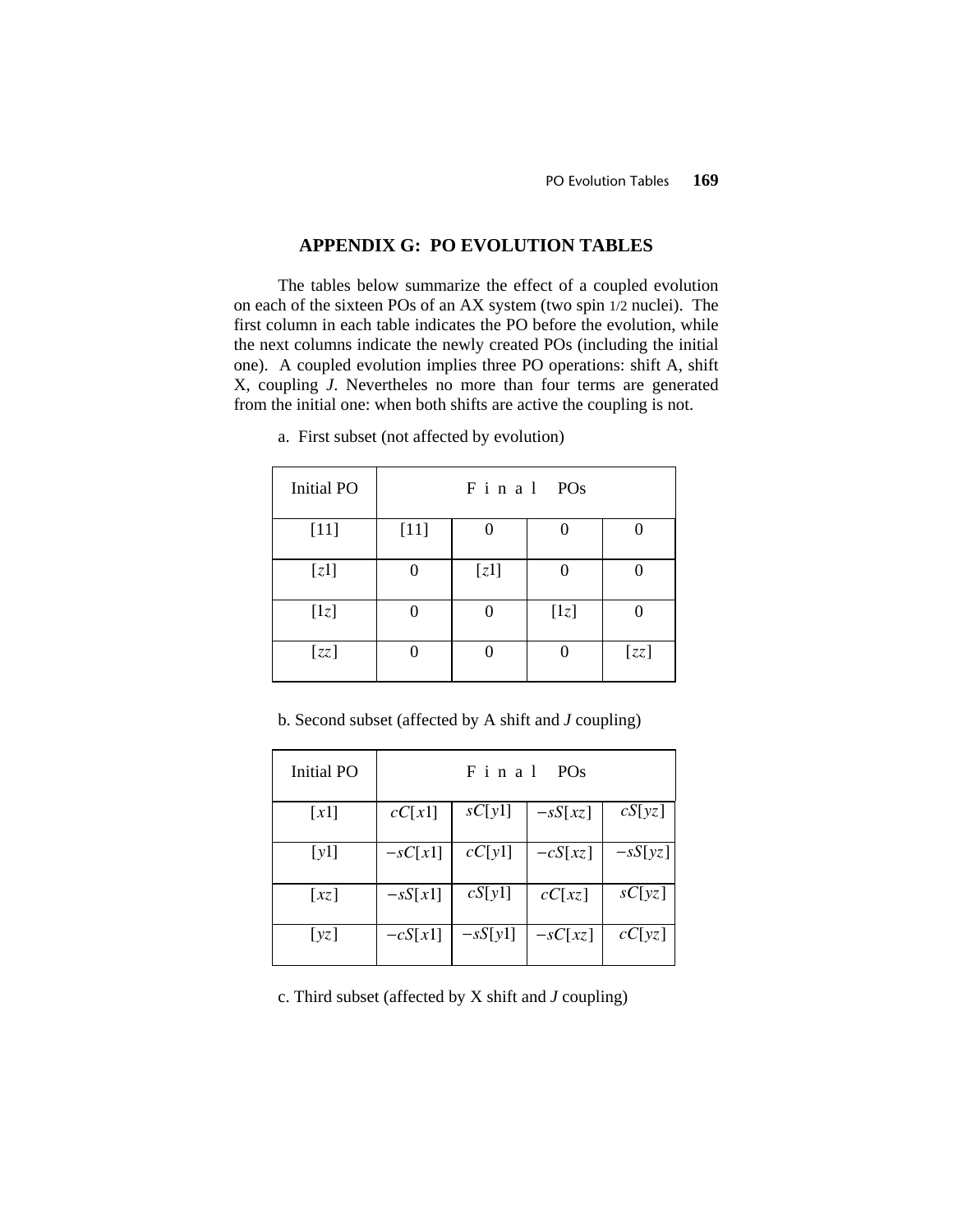## APPENDIX G: PO EVOLUTION TABLES

The tables below summarize the effect of a coupled evolution on each of the sixteen POs of an AX system (two spin 1/2 nuclei). The first column in each table indicates the PO before the evolution, while the next columns indicate the newly created POs (including the initial one). A coupled evolution implies three PO operations: shift A, shift X, coupling *J*. Nevertheles no more than four terms are generated from the initial one: when both shifts are active the coupling is not.

a. First subset (not affected by evolution)

| Initial PO | Final POs | | | |
|---|---|---|---|---|
| $[11]$ | $[11]$ | 0 | 0 | 0 |
| $[z1]$ | 0 | $[z1]$ | 0 | 0 |
| $[1z]$ | 0 | 0 | $[1z]$ | 0 |
| $[zz]$ | 0 | 0 | 0 | $[zz]$ |

b. Second subset (affected by A shift and *J* coupling)

| Initial PO | Final POs | | | |
|---|---|---|---|---|
| $[x1]$ | $cC[x1]$ | $sC[y1]$ | $-sS[xz]$ | $cS[yz]$ |
| $[y1]$ | $-sC[x1]$ | $cC[y1]$ | $-cS[xz]$ | $-sS[yz]$ |
| $[xz]$ | $-sS[x1]$ | $cS[y1]$ | $cC[xz]$ | $sC[yz]$ |
| $[yz]$ | $-cS[x1]$ | $-sS[y1]$ | $-sC[xz]$ | $cC[yz]$ |

c. Third subset (affected by X shift and *J* coupling)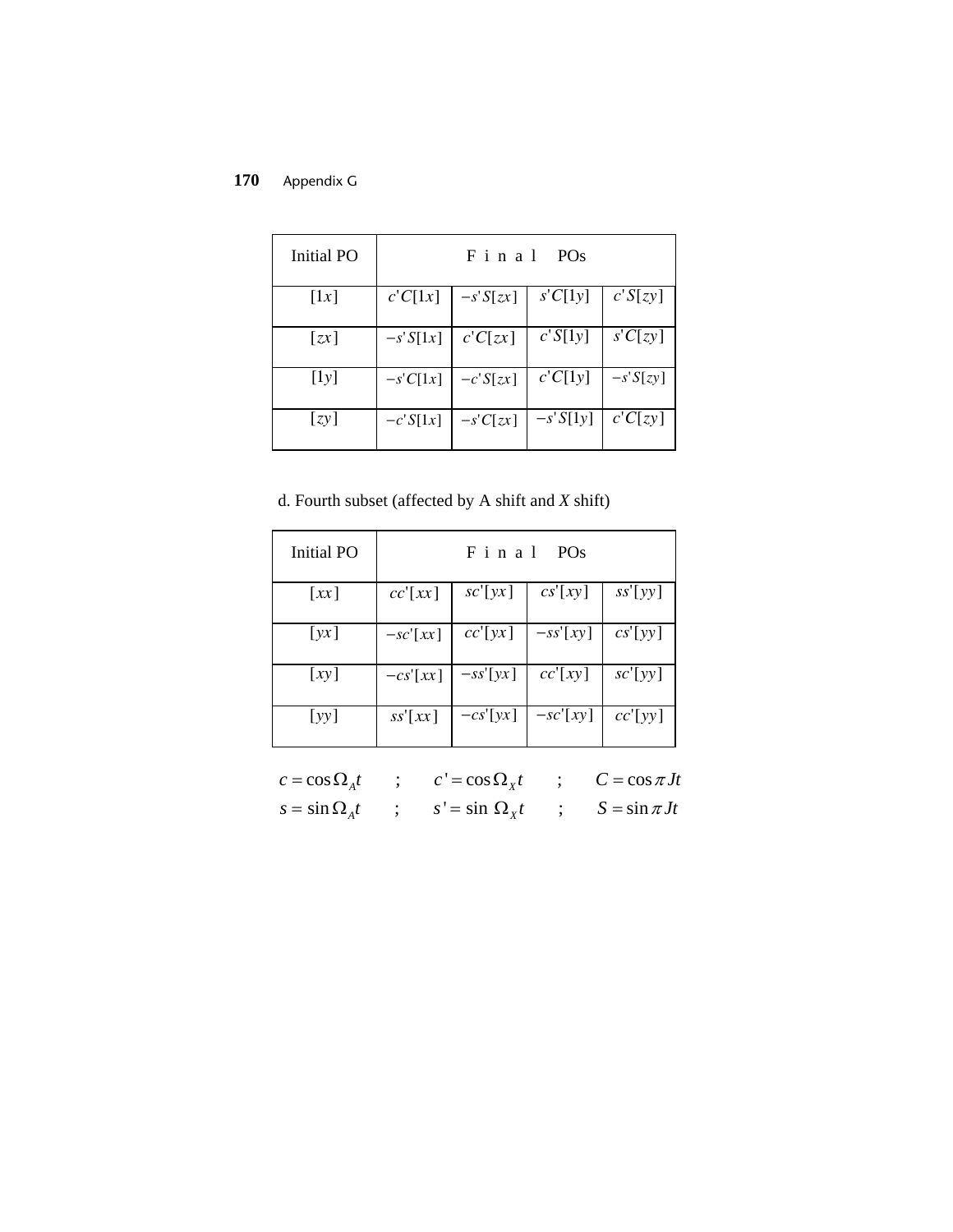| Initial PO | Final POs | | | |
|---|---|---|---|---|
| $[1x]$ | $c'C[1x]$ | $-s'S[zx]$ | $s'C[1y]$ | $c'S[zy]$ |
| $[zx]$ | $-s'S[1x]$ | $c'C[zx]$ | $c'S[1y]$ | $s'C[zy]$ |
| $[1y]$ | $-s'C[1x]$ | $-c'S[zx]$ | $c'C[1y]$ | $-s'S[zy]$ |
| $[zy]$ | $-c'S[1x]$ | $-s'C[zx]$ | $-s'S[1y]$ | $c'C[zy]$ |

d. Fourth subset (affected by A shift and *X* shift)

| Initial PO | Final POs | | | |
|---|---|---|---|---|
| $[xx]$ | $cc'[xx]$ | $sc'[yx]$ | $cs'[xy]$ | $ss'[yy]$ |
| $[yx]$ | $-sc'[xx]$ | $cc'[yx]$ | $-ss'[xy]$ | $cs'[yy]$ |
| $[xy]$ | $-cs'[xx]$ | $-ss'[yx]$ | $cc'[xy]$ | $sc'[yy]$ |
| $[yy]$ | $ss'[xx]$ | $-cs'[yx]$ | $-sc'[xy]$ | $cc'[yy]$ |

$$c = \cos\Omega_A t \quad ; \quad c' = \cos\Omega_X t \quad ; \quad C = \cos\pi Jt$$

$$s = \sin\Omega_A t \quad ; \quad s' = \sin\,\Omega_X t \quad ; \quad S = \sin\pi Jt$$